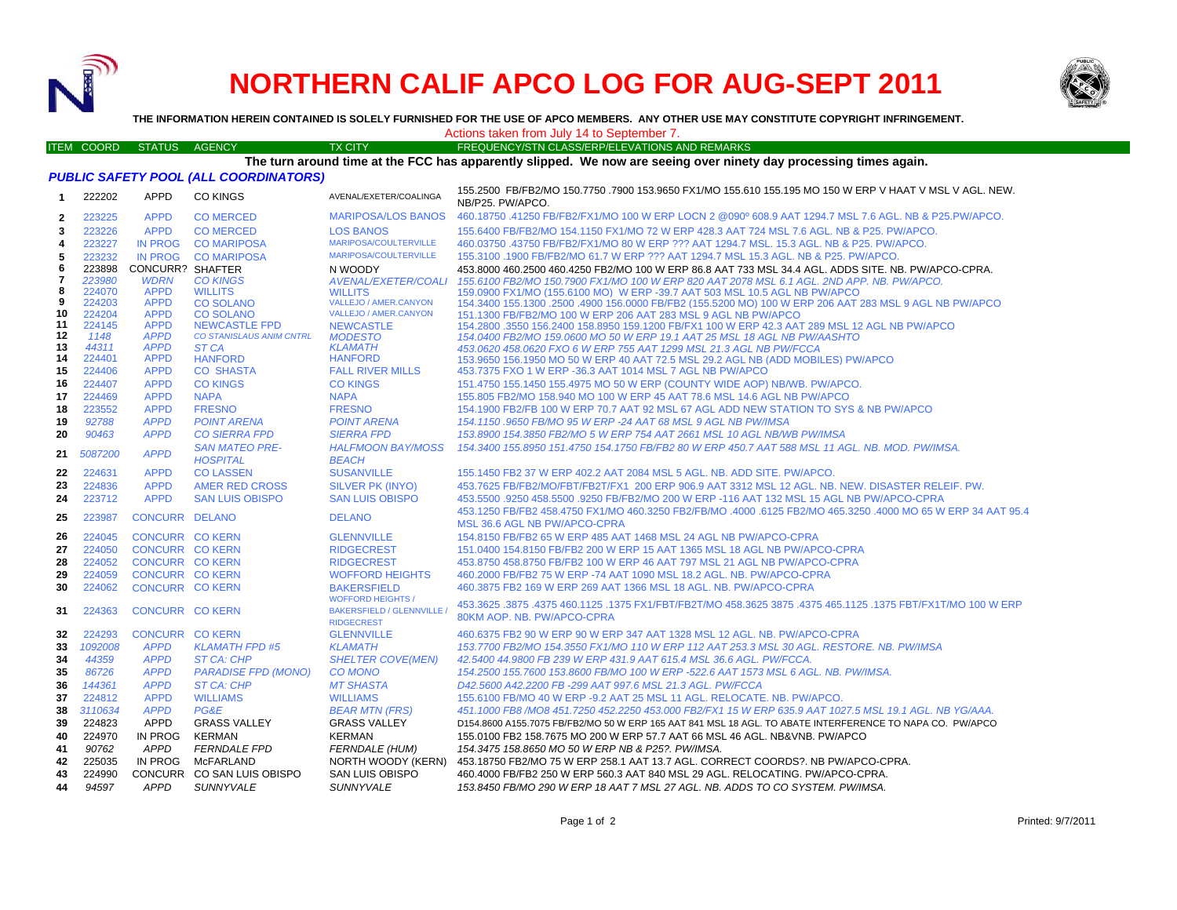# NORTHERN CALIF APCO LOG FOR AUG-SEPT 2011

**THE INFORMATION HEREIN CONTAINED IS SOLELY FURNISHED FOR THE USE OF APCO MEMBERS. ANY OTHER USE MAY CONSTITUTE COPYRIGHT INFRINGEMENT.**

Actions taken from July 14 to September 7.

**The turn around time at the FCC has apparently slipped. We now are seeing over ninety day processing times again.**

| ITEM | COORD | STATUS | AGENCY | TX CITY | FREQUENCY/STN CLASS/ERP/ELEVATIONS AND REMARKS |
|---|---|---|---|---|---|
| ***PUBLIC SAFETY POOL (ALL COORDINATORS)*** | | | | | |
| 1 | 222202 | APPD | CO KINGS | AVENAL/EXETER/COALINGA | 155.2500 FB/FB2/MO 150.7750 .7900 153.9650 FX1/MO 155.610 155.195 MO 150 W ERP V HAAT V MSL V AGL. NEW. NB/P25. PW/APCO. |
| 2 | 223225 | APPD | CO MERCED | MARIPOSA/LOS BANOS | 460.18750 .41250 FB/FB2/FX1/MO 100 W ERP LOCN 2 @090º 608.9 AAT 1294.7 MSL 7.6 AGL. NB & P25.PW/APCO. |
| 3 | 223226 | APPD | CO MERCED | LOS BANOS | 155.6400 FB/FB2/MO 154.1150 FX1/MO 72 W ERP 428.3 AAT 724 MSL 7.6 AGL. NB & P25. PW/APCO. |
| 4 | 223227 | IN PROG | CO MARIPOSA | MARIPOSA/COULTERVILLE | 460.03750 .43750 FB/FB2/FX1/MO 80 W ERP ??? AAT 1294.7 MSL. 15.3 AGL. NB & P25. PW/APCO. |
| 5 | 223232 | IN PROG | CO MARIPOSA | MARIPOSA/COULTERVILLE | 155.3100 .1900 FB/FB2/MO 61.7 W ERP ??? AAT 1294.7 MSL 15.3 AGL. NB & P25. PW/APCO. |
| 6 | 223898 | CONCURR? | SHAFTER | N WOODY | 453.8000 460.2500 460.4250 FB2/MO 100 W ERP 86.8 AAT 733 MSL 34.4 AGL. ADDS SITE. NB. PW/APCO-CPRA. |
| 7 | *223980* | *WDRN* | *CO KINGS* | *AVENAL/EXETER/COALI* | *155.6100 FB2/MO 150.7900 FX1/MO 100 W ERP 820 AAT 2078 MSL 6.1 AGL. 2ND APP. NB. PW/APCO.* |
| 8 | 224070 | APPD | WILLITS | WILLITS | 159.0900 FX1/MO (155.6100 MO) W ERP -39.7 AAT 503 MSL 10.5 AGL NB PW/APCO |
| 9 | 224203 | APPD | CO SOLANO | VALLEJO / AMER.CANYON | 154.3400 155.1300 .2500 .4900 156.0000 FB/FB2 (155.5200 MO) 100 W ERP 206 AAT 283 MSL 9 AGL NB PW/APCO |
| 10 | 224204 | APPD | CO SOLANO | VALLEJO / AMER.CANYON | 151.1300 FB/FB2/MO 100 W ERP 206 AAT 283 MSL 9 AGL NB PW/APCO |
| 11 | 224145 | APPD | NEWCASTLE FPD | NEWCASTLE | 154.2800 .3550 156.2400 158.8950 159.1200 FB/FX1 100 W ERP 42.3 AAT 289 MSL 12 AGL NB PW/APCO |
| 12 | *1148* | *APPD* | *CO STANISLAUS ANIM CNTRL* | *MODESTO* | *154.0400 FB2/MO 159.0600 MO 50 W ERP 19.1 AAT 25 MSL 18 AGL NB PW/AASHTO* |
| 13 | *44311* | *APPD* | *ST CA* | *KLAMATH* | *453.0620 458.0620 FXO 6 W ERP 755 AAT 1299 MSL 21.3 AGL NB PW/FCCA* |
| 14 | 224401 | APPD | HANFORD | HANFORD | 153.9650 156.1950 MO 50 W ERP 40 AAT 72.5 MSL 29.2 AGL NB (ADD MOBILES) PW/APCO |
| 15 | 224406 | APPD | CO SHASTA | FALL RIVER MILLS | 453.7375 FXO 1 W ERP -36.3 AAT 1014 MSL 7 AGL NB PW/APCO |
| 16 | 224407 | APPD | CO KINGS | CO KINGS | 151.4750 155.1450 155.4975 MO 50 W ERP (COUNTY WIDE AOP) NB/WB. PW/APCO. |
| 17 | 224469 | APPD | NAPA | NAPA | 155.805 FB2/MO 158.940 MO 100 W ERP 45 AAT 78.6 MSL 14.6 AGL NB PW/APCO |
| 18 | 223552 | APPD | FRESNO | FRESNO | 154.1900 FB2/FB 100 W ERP 70.7 AAT 92 MSL 67 AGL ADD NEW STATION TO SYS & NB PW/APCO |
| 19 | *92788* | *APPD* | *POINT ARENA* | *POINT ARENA* | *154.1150 .9650 FB/MO 95 W ERP -24 AAT 68 MSL 9 AGL NB PW/IMSA* |
| 20 | *90463* | *APPD* | *CO SIERRA FPD* | *SIERRA FPD* | *153.8900 154.3850 FB2/MO 5 W ERP 754 AAT 2661 MSL 10 AGL NB/WB PW/IMSA* |
| 21 | *5087200* | *APPD* | *SAN MATEO PRE-HOSPITAL* | *HALFMOON BAY/MOSS BEACH* | *154.3400 155.8950 151.4750 154.1750 FB/FB2 80 W ERP 450.7 AAT 588 MSL 11 AGL. NB. MOD. PW/IMSA.* |
| 22 | 224631 | APPD | CO LASSEN | SUSANVILLE | 155.1450 FB2 37 W ERP 402.2 AAT 2084 MSL 5 AGL. NB. ADD SITE. PW/APCO. |
| 23 | 224836 | APPD | AMER RED CROSS | SILVER PK (INYO) | 453.7625 FB/FB2/MO/FBT/FB2T/FX1 200 ERP 906.9 AAT 3312 MSL 12 AGL. NB. NEW. DISASTER RELEIF. PW. |
| 24 | 223712 | APPD | SAN LUIS OBISPO | SAN LUIS OBISPO | 453.5500 .9250 458.5500 .9250 FB/FB2/MO 200 W ERP -116 AAT 132 MSL 15 AGL NB PW/APCO-CPRA |
| 25 | 223987 | CONCURR | DELANO | DELANO | 453.1250 FB/FB2 458.4750 FX1/MO 460.3250 FB2/FB/MO .4000 .6125 FB2/MO 465.3250 .4000 MO 65 W ERP 34 AAT 95.4 MSL 36.6 AGL NB PW/APCO-CPRA |
| 26 | 224045 | CONCURR | CO KERN | GLENNVILLE | 154.8150 FB/FB2 65 W ERP 485 AAT 1468 MSL 24 AGL NB PW/APCO-CPRA |
| 27 | 224050 | CONCURR | CO KERN | RIDGECREST | 151.0400 154.8150 FB/FB2 200 W ERP 15 AAT 1365 MSL 18 AGL NB PW/APCO-CPRA |
| 28 | 224052 | CONCURR | CO KERN | RIDGECREST | 453.8750 458.8750 FB/FB2 100 W ERP 46 AAT 797 MSL 21 AGL NB PW/APCO-CPRA |
| 29 | 224059 | CONCURR | CO KERN | WOFFORD HEIGHTS | 460.2000 FB/FB2 75 W ERP -74 AAT 1090 MSL 18.2 AGL. NB. PW/APCO-CPRA |
| 30 | 224062 | CONCURR | CO KERN | BAKERSFIELD | 460.3875 FB2 169 W ERP 269 AAT 1366 MSL 18 AGL. NB. PW/APCO-CPRA |
| 31 | 224363 | CONCURR | CO KERN | WOFFORD HEIGHTS / BAKERSFIELD / GLENNVILLE / RIDGECREST | 453.3625 .3875 .4375 460.1125 .1375 FX1/FBT/FB2T/MO 458.3625 3875 .4375 465.1125 .1375 FBT/FX1T/MO 100 W ERP 80KM AOP. NB. PW/APCO-CPRA |
| 32 | 224293 | CONCURR | CO KERN | GLENNVILLE | 460.6375 FB2 90 W ERP 90 W ERP 347 AAT 1328 MSL 12 AGL. NB. PW/APCO-CPRA |
| 33 | *1092008* | *APPD* | *KLAMATH FPD #5* | *KLAMATH* | *153.7700 FB2/MO 154.3550 FX1/MO 110 W ERP 112 AAT 253.3 MSL 30 AGL. RESTORE. NB. PW/IMSA* |
| 34 | *44359* | *APPD* | *ST CA: CHP* | *SHELTER COVE(MEN)* | *42.5400 44.9800 FB 239 W ERP 431.9 AAT 615.4 MSL 36.6 AGL. PW/FCCA.* |
| 35 | *86726* | *APPD* | *PARADISE FPD (MONO)* | *CO MONO* | *154.2500 155.7600 153.8600 FB/MO 100 W ERP -522.6 AAT 1573 MSL 6 AGL. NB. PW/IMSA.* |
| 36 | *144361* | *APPD* | *ST CA: CHP* | *MT SHASTA* | *D42.5600 A42.2200 FB -299 AAT 997.6 MSL 21.3 AGL. PW/FCCA* |
| 37 | 224812 | APPD | WILLIAMS | WILLIAMS | 155.6100 FB/MO 40 W ERP -9.2 AAT 25 MSL 11 AGL. RELOCATE. NB. PW/APCO. |
| 38 | *3110634* | *APPD* | *PG&E* | *BEAR MTN (FRS)* | *451.1000 FB8 /MO8 451.7250 452.2250 453.000 FB2/FX1 15 W ERP 635.9 AAT 1027.5 MSL 19.1 AGL. NB YG/AAA.* |
| 39 | 224823 | APPD | GRASS VALLEY | GRASS VALLEY | D154.8600 A155.7075 FB/FB2/MO 50 W ERP 165 AAT 841 MSL 18 AGL. TO ABATE INTERFERENCE TO NAPA CO. PW/APCO |
| 40 | 224970 | IN PROG | KERMAN | KERMAN | 155.0100 FB2 158.7675 MO 200 W ERP 57.7 AAT 66 MSL 46 AGL. NB&VNB. PW/APCO |
| 41 | *90762* | *APPD* | *FERNDALE FPD* | *FERNDALE (HUM)* | *154.3475 158.8650 MO 50 W ERP NB & P25?. PW/IMSA.* |
| 42 | 225035 | IN PROG | McFARLAND | NORTH WOODY (KERN) | 453.18750 FB2/MO 75 W ERP 258.1 AAT 13.7 AGL. CORRECT COORDS?. NB PW/APCO-CPRA. |
| 43 | 224990 | CONCURR | CO SAN LUIS OBISPO | SAN LUIS OBISPO | 460.4000 FB/FB2 250 W ERP 560.3 AAT 840 MSL 29 AGL. RELOCATING. PW/APCO-CPRA. |
| 44 | *94597* | *APPD* | *SUNNYVALE* | *SUNNYVALE* | *153.8450 FB/MO 290 W ERP 18 AAT 7 MSL 27 AGL. NB. ADDS TO CO SYSTEM. PW/IMSA.* |

Printed: 9/7/2011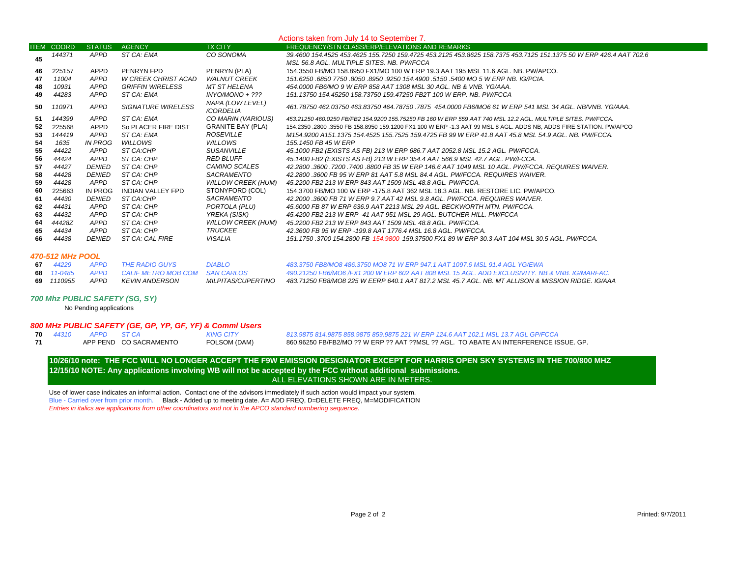Actions taken from July 14 to September 7.

| ITEM | COORD | STATUS | AGENCY | TX CITY | FREQUENCY/STN CLASS/ERP/ELEVATIONS AND REMARKS |
|---|---|---|---|---|---|
| 45 | 144371 | APPD | ST CA: EMA | CO SONOMA | 39.4600 154.4525 453.4625 155.7250 159.4725 453.2125 453.8625 158.7375 453.7125 151.1375 50 W ERP 426.4 AAT 702.6 MSL 56.8 AGL. MULTIPLE SITES. NB. PW/FCCA |
| 46 | 225157 | APPD | PENRYN FPD | PENRYN (PLA) | 154.3550 FB/MO 158.8950 FX1/MO 100 W ERP 19.3 AAT 195 MSL 11.6 AGL. NB. PW/APCO. |
| 47 | 11004 | APPD | W CREEK CHRIST ACAD | WALNUT CREEK | 151.6250 .6850 7750 .8050 .8950 .9250 154.4900 .5150 .5400 MO 5 W ERP NB. IG/PCIA. |
| 48 | 10931 | APPD | GRIFFIN WIRELESS | MT ST HELENA | 454.0000 FB6/MO 9 W ERP 858 AAT 1308 MSL 30 AGL. NB & VNB. YG/AAA. |
| 49 | 44283 | APPD | ST CA: EMA | INYO/MONO + ??? | 151.13750 154.45250 158.73750 159.47250 FB2T 100 W ERP. NB. PW/FCCA |
| 50 | 110971 | APPD | SIGNATURE WIRELESS | NAPA (LOW LEVEL) /CORDELIA | 461.78750 462.03750 463.83750 464.78750 .7875 454.0000 FB6/MO6 61 W ERP 541 MSL 34 AGL. NB/VNB. YG/AAA. |
| 51 | 144399 | APPD | ST CA: EMA | CO MARIN (VARIOUS) | 453.21250 460.0250 FB/FB2 154.9200 155.75250 FB 160 W ERP 559 AAT 740 MSL 12.2 AGL. MULTIPLE SITES. PW/FCCA. |
| 52 | 225568 | APPD | So PLACER FIRE DIST | GRANITE BAY (PLA) | 154.2350 .2800 .3550 FB 158.8950 159.1200 FX1 100 W ERP -1.3 AAT 99 MSL 8 AGL. ADDS NB, ADDS FIRE STATION. PW/APCO |
| 53 | 144419 | APPD | ST CA: EMA | ROSEVILLE | M154.9200 A151.1375 154.4525 155.7525 159.4725 FB 99 W ERP 41.8 AAT 45.8 MSL 54.9 AGL. NB. PW/FCCA. |
| 54 | 1635 | IN PROG | WILLOWS | WILLOWS | 155.1450 FB 45 W ERP |
| 55 | 44422 | APPD | ST CA:CHP | SUSANVILLE | 45.1000 FB2 (EXISTS AS FB) 213 W ERP 686.7 AAT 2052.8 MSL 15.2 AGL. PW/FCCA. |
| 56 | 44424 | APPD | ST CA: CHP | RED BLUFF | 45.1400 FB2 (EXISTS AS FB) 213 W ERP 354.4 AAT 566.9 MSL 42.7 AGL. PW/FCCA. |
| 57 | 44427 | DENIED | ST CA: CHP | CAMINO SCALES | 42.2800 .3600 .7200 .7400 .8800 FB 35 W ERP 146.6 AAT 1049 MSL 10 AGL. PW/FCCA. REQUIRES WAIVER. |
| 58 | 44428 | DENIED | ST CA: CHP | SACRAMENTO | 42.2800 .3600 FB 95 W ERP 81 AAT 5.8 MSL 84.4 AGL. PW/FCCA. REQUIRES WAIVER. |
| 59 | 44428 | APPD | ST CA: CHP | WILLOW CREEK (HUM) | 45.2200 FB2 213 W ERP 843 AAT 1509 MSL 48.8 AGL. PW/FCCA. |
| 60 | 225663 | IN PROG | INDIAN VALLEY FPD | STONYFORD (COL) | 154.3700 FB/MO 100 W ERP -175.8 AAT 362 MSL 18.3 AGL. NB. RESTORE LIC. PW/APCO. |
| 61 | 44430 | DENIED | ST CA:CHP | SACRAMENTO | 42.2000 .3600 FB 71 W ERP 9.7 AAT 42 MSL 9.8 AGL. PW/FCCA. REQUIRES WAIVER. |
| 62 | 44431 | APPD | ST CA: CHP | PORTOLA (PLU) | 45.6000 FB 87 W ERP 636.9 AAT 2213 MSL 29 AGL. BECKWORTH MTN. PW/FCCA. |
| 63 | 44432 | APPD | ST CA: CHP | YREKA (SISK) | 45.4200 FB2 213 W ERP -41 AAT 951 MSL 29 AGL. BUTCHER HILL. PW/FCCA |
| 64 | 44428Z | APPD | ST CA: CHP | WILLOW CREEK (HUM) | 45.2200 FB2 213 W ERP 843 AAT 1509 MSL 48.8 AGL. PW/FCCA. |
| 65 | 44434 | APPD | ST CA: CHP | TRUCKEE | 42.3600 FB 95 W ERP -199.8 AAT 1776.4 MSL 16.8 AGL. PW/FCCA. |
| 66 | 44438 | DENIED | ST CA: CAL FIRE | VISALIA | 151.1750 .3700 154.2800 FB 154.9800 159.37500 FX1 89 W ERP 30.3 AAT 104 MSL 30.5 AGL. PW/FCCA. |

### 470-512 MHz POOL

| | | | | | |
|---|---|---|---|---|---|
| 67 | 44229 | APPD | THE RADIO GUYS | DIABLO | 483.3750 FB8/MO8 486.3750 MO8 71 W ERP 947.1 AAT 1097.6 MSL 91.4 AGL YG/EWA |
| 68 | 11-0485 | APPD | CALIF METRO MOB COM | SAN CARLOS | 490.21250 FB6/MO6 /FX1 200 W ERP 602 AAT 808 MSL 15 AGL. ADD EXCLUSIVITY. NB & VNB. IG/MARFAC. |
| 69 | 1110955 | APPD | KEVIN ANDERSON | MILPITAS/CUPERTINO | 483.71250 FB8/MO8 225 W EERP 640.1 AAT 817.2 MSL 45.7 AGL. NB. MT ALLISON & MISSION RIDGE. IG/AAA |

### 700 Mhz PUBLIC SAFETY (SG, SY)

No Pending applications

### 800 MHz PUBLIC SAFETY (GE, GP, YP, GF, YF) & Comml Users

| | | | | | |
|---|---|---|---|---|---|
| 70 | 44310 | APPD | ST CA | KING CITY | 813.9875 814.9875 858.9875 859.9875 221 W ERP 124.6 AAT 102.1 MSL 13.7 AGL GP/FCCA |
| 71 | | APP PEND | CO SACRAMENTO | FOLSOM (DAM) | 860.96250 FB/FB2/MO ?? W ERP ?? AAT ??MSL ?? AGL. TO ABATE AN INTERFERENCE ISSUE. GP. |

**10/26/10 note: THE FCC WILL NO LONGER ACCEPT THE F9W EMISSION DESIGNATOR EXCEPT FOR HARRIS OPEN SKY SYSTEMS IN THE 700/800 MHZ**
**12/15/10 NOTE: Any applications involving WB will not be accepted by the FCC without additional submissions.**
ALL ELEVATIONS SHOWN ARE IN METERS.

Use of lower case indicates an informal action. Contact one of the advisors immediately if such action would impact your system.
Blue - Carried over from prior month. Black - Added up to meeting date. A= ADD FREQ, D=DELETE FREQ, M=MODIFICATION
*Entries in italics are applications from other coordinators and not in the APCO standard numbering sequence.*

Printed: 9/7/2011